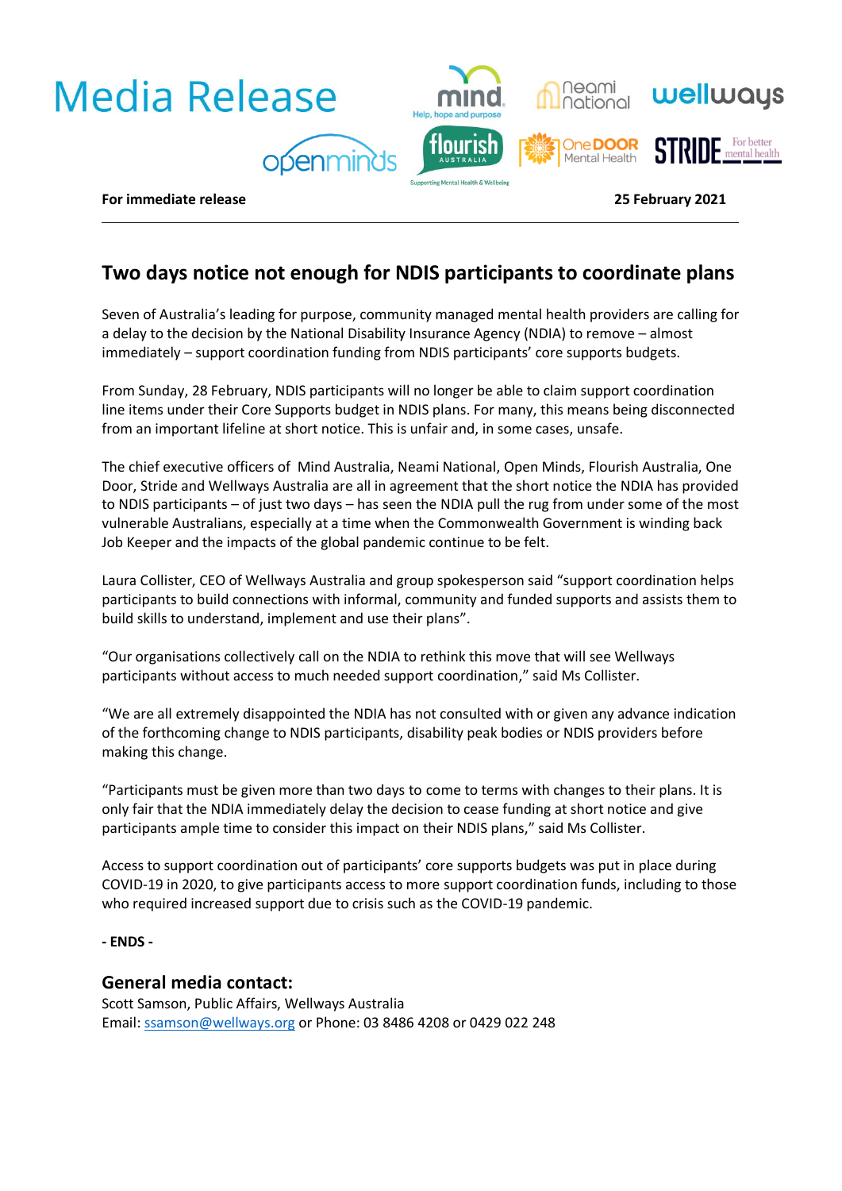# Media Release

**For immediate release** **25 February 2021**

---

## Two days notice not enough for NDIS participants to coordinate plans

Seven of Australia's leading for purpose, community managed mental health providers are calling for a delay to the decision by the National Disability Insurance Agency (NDIA) to remove – almost immediately – support coordination funding from NDIS participants' core supports budgets.

From Sunday, 28 February, NDIS participants will no longer be able to claim support coordination line items under their Core Supports budget in NDIS plans. For many, this means being disconnected from an important lifeline at short notice. This is unfair and, in some cases, unsafe.

The chief executive officers of Mind Australia, Neami National, Open Minds, Flourish Australia, One Door, Stride and Wellways Australia are all in agreement that the short notice the NDIA has provided to NDIS participants – of just two days – has seen the NDIA pull the rug from under some of the most vulnerable Australians, especially at a time when the Commonwealth Government is winding back Job Keeper and the impacts of the global pandemic continue to be felt.

Laura Collister, CEO of Wellways Australia and group spokesperson said "support coordination helps participants to build connections with informal, community and funded supports and assists them to build skills to understand, implement and use their plans".

"Our organisations collectively call on the NDIA to rethink this move that will see Wellways participants without access to much needed support coordination," said Ms Collister.

"We are all extremely disappointed the NDIA has not consulted with or given any advance indication of the forthcoming change to NDIS participants, disability peak bodies or NDIS providers before making this change.

"Participants must be given more than two days to come to terms with changes to their plans. It is only fair that the NDIA immediately delay the decision to cease funding at short notice and give participants ample time to consider this impact on their NDIS plans," said Ms Collister.

Access to support coordination out of participants' core supports budgets was put in place during COVID-19 in 2020, to give participants access to more support coordination funds, including to those who required increased support due to crisis such as the COVID-19 pandemic.

**- ENDS -**

### General media contact:

Scott Samson, Public Affairs, Wellways Australia
Email: ssamson@wellways.org or Phone: 03 8486 4208 or 0429 022 248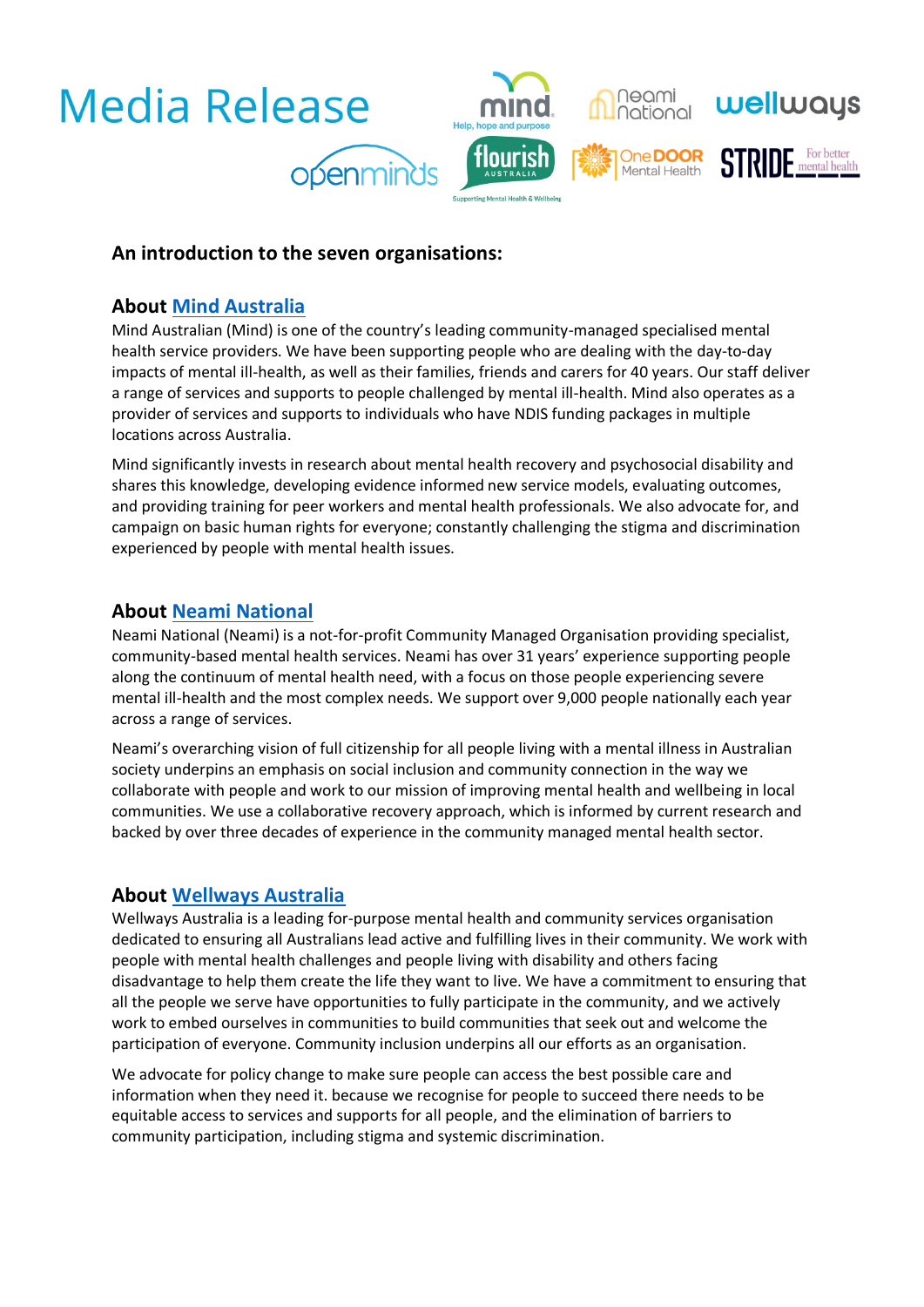# Media Release

## An introduction to the seven organisations:

### About Mind Australia

Mind Australian (Mind) is one of the country's leading community-managed specialised mental health service providers. We have been supporting people who are dealing with the day-to-day impacts of mental ill-health, as well as their families, friends and carers for 40 years. Our staff deliver a range of services and supports to people challenged by mental ill-health. Mind also operates as a provider of services and supports to individuals who have NDIS funding packages in multiple locations across Australia.

Mind significantly invests in research about mental health recovery and psychosocial disability and shares this knowledge, developing evidence informed new service models, evaluating outcomes, and providing training for peer workers and mental health professionals. We also advocate for, and campaign on basic human rights for everyone; constantly challenging the stigma and discrimination experienced by people with mental health issues.

### About Neami National

Neami National (Neami) is a not-for-profit Community Managed Organisation providing specialist, community-based mental health services. Neami has over 31 years' experience supporting people along the continuum of mental health need, with a focus on those people experiencing severe mental ill-health and the most complex needs. We support over 9,000 people nationally each year across a range of services.

Neami's overarching vision of full citizenship for all people living with a mental illness in Australian society underpins an emphasis on social inclusion and community connection in the way we collaborate with people and work to our mission of improving mental health and wellbeing in local communities. We use a collaborative recovery approach, which is informed by current research and backed by over three decades of experience in the community managed mental health sector.

### About Wellways Australia

Wellways Australia is a leading for-purpose mental health and community services organisation dedicated to ensuring all Australians lead active and fulfilling lives in their community. We work with people with mental health challenges and people living with disability and others facing disadvantage to help them create the life they want to live. We have a commitment to ensuring that all the people we serve have opportunities to fully participate in the community, and we actively work to embed ourselves in communities to build communities that seek out and welcome the participation of everyone. Community inclusion underpins all our efforts as an organisation.

We advocate for policy change to make sure people can access the best possible care and information when they need it. because we recognise for people to succeed there needs to be equitable access to services and supports for all people, and the elimination of barriers to community participation, including stigma and systemic discrimination.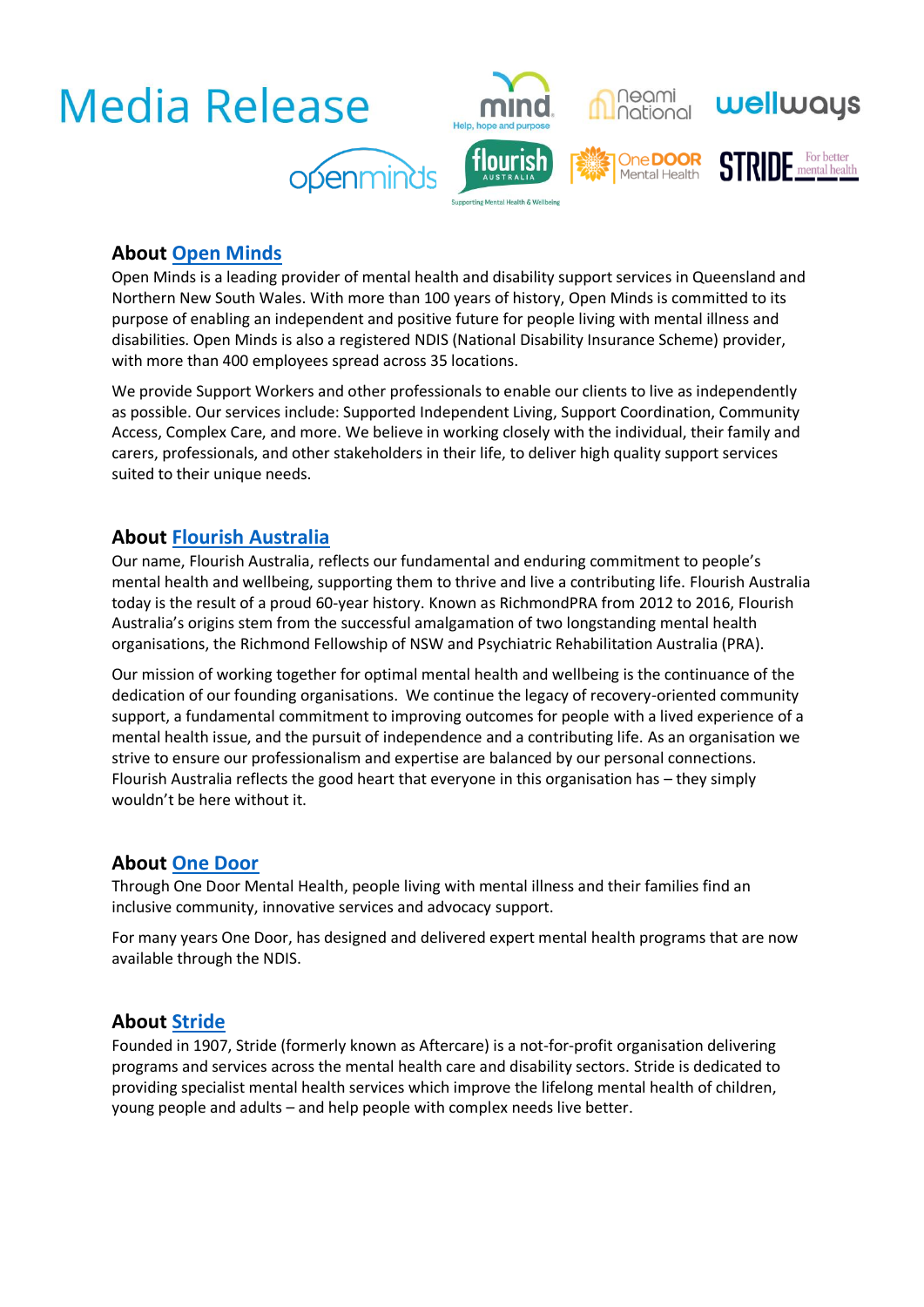# Media Release

## About Open Minds

Open Minds is a leading provider of mental health and disability support services in Queensland and Northern New South Wales. With more than 100 years of history, Open Minds is committed to its purpose of enabling an independent and positive future for people living with mental illness and disabilities. Open Minds is also a registered NDIS (National Disability Insurance Scheme) provider, with more than 400 employees spread across 35 locations.

We provide Support Workers and other professionals to enable our clients to live as independently as possible. Our services include: Supported Independent Living, Support Coordination, Community Access, Complex Care, and more. We believe in working closely with the individual, their family and carers, professionals, and other stakeholders in their life, to deliver high quality support services suited to their unique needs.

## About Flourish Australia

Our name, Flourish Australia, reflects our fundamental and enduring commitment to people's mental health and wellbeing, supporting them to thrive and live a contributing life. Flourish Australia today is the result of a proud 60-year history. Known as RichmondPRA from 2012 to 2016, Flourish Australia's origins stem from the successful amalgamation of two longstanding mental health organisations, the Richmond Fellowship of NSW and Psychiatric Rehabilitation Australia (PRA).

Our mission of working together for optimal mental health and wellbeing is the continuance of the dedication of our founding organisations. We continue the legacy of recovery-oriented community support, a fundamental commitment to improving outcomes for people with a lived experience of a mental health issue, and the pursuit of independence and a contributing life. As an organisation we strive to ensure our professionalism and expertise are balanced by our personal connections. Flourish Australia reflects the good heart that everyone in this organisation has – they simply wouldn't be here without it.

## About One Door

Through One Door Mental Health, people living with mental illness and their families find an inclusive community, innovative services and advocacy support.

For many years One Door, has designed and delivered expert mental health programs that are now available through the NDIS.

## About Stride

Founded in 1907, Stride (formerly known as Aftercare) is a not-for-profit organisation delivering programs and services across the mental health care and disability sectors. Stride is dedicated to providing specialist mental health services which improve the lifelong mental health of children, young people and adults – and help people with complex needs live better.